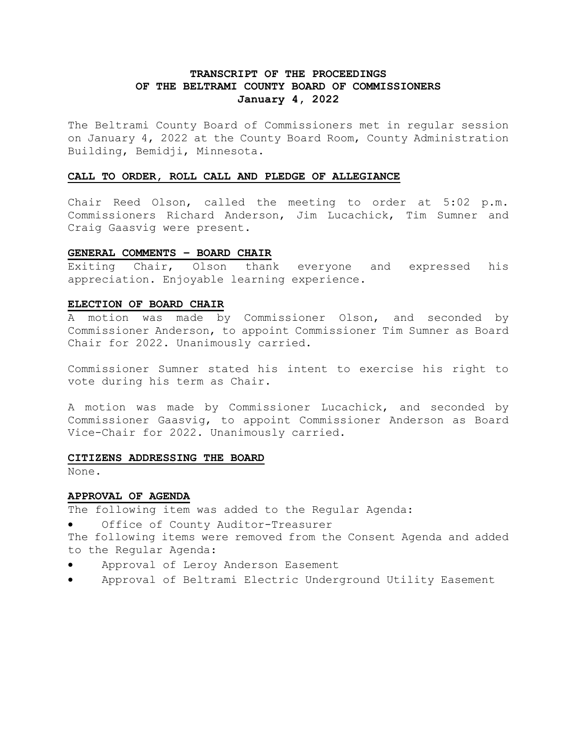# TRANSCRIPT OF THE PROCEEDINGS OF THE BELTRAMI COUNTY BOARD OF COMMISSIONERS January 4, 2022

The Beltrami County Board of Commissioners met in regular session on January 4, 2022 at the County Board Room, County Administration Building, Bemidji, Minnesota.

## CALL TO ORDER, ROLL CALL AND PLEDGE OF ALLEGIANCE

Chair Reed Olson, called the meeting to order at 5:02 p.m. Commissioners Richard Anderson, Jim Lucachick, Tim Sumner and Craig Gaasvig were present.

## GENERAL COMMENTS – BOARD CHAIR

Exiting Chair, Olson thank everyone and expressed his appreciation. Enjoyable learning experience.

## ELECTION OF BOARD CHAIR

A motion was made by Commissioner Olson, and seconded by Commissioner Anderson, to appoint Commissioner Tim Sumner as Board Chair for 2022. Unanimously carried.

Commissioner Sumner stated his intent to exercise his right to vote during his term as Chair.

A motion was made by Commissioner Lucachick, and seconded by Commissioner Gaasvig, to appoint Commissioner Anderson as Board Vice-Chair for 2022. Unanimously carried.

## CITIZENS ADDRESSING THE BOARD

None.

## APPROVAL OF AGENDA

The following item was added to the Regular Agenda:

- Office of County Auditor-Treasurer

The following items were removed from the Consent Agenda and added to the Regular Agenda:

- Approval of Leroy Anderson Easement
- Approval of Beltrami Electric Underground Utility Easement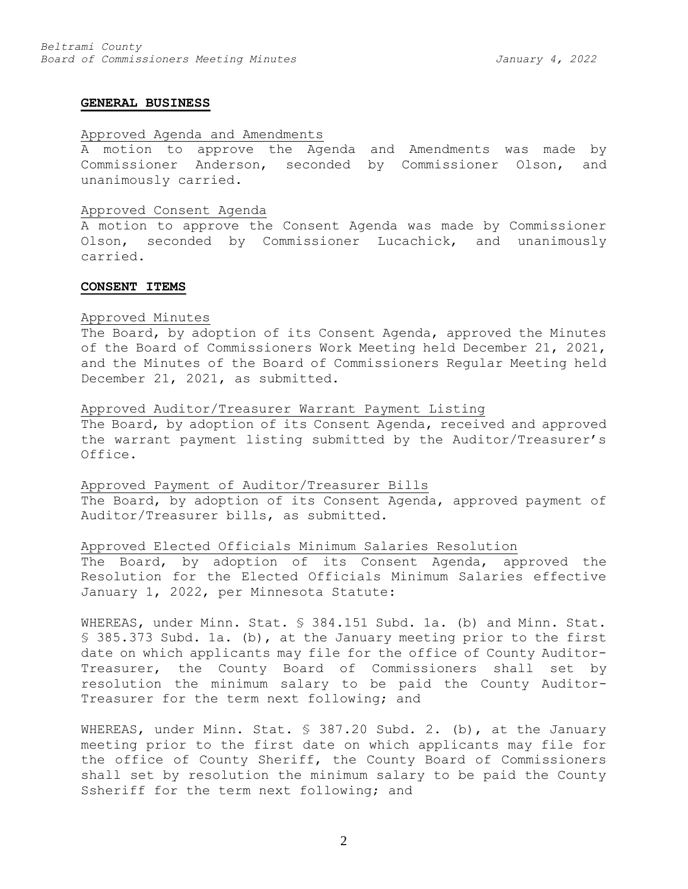## GENERAL BUSINESS

Approved Agenda and Amendments

A motion to approve the Agenda and Amendments was made by Commissioner Anderson, seconded by Commissioner Olson, and unanimously carried.

Approved Consent Agenda

A motion to approve the Consent Agenda was made by Commissioner Olson, seconded by Commissioner Lucachick, and unanimously carried.

## CONSENT ITEMS

Approved Minutes

The Board, by adoption of its Consent Agenda, approved the Minutes of the Board of Commissioners Work Meeting held December 21, 2021, and the Minutes of the Board of Commissioners Regular Meeting held December 21, 2021, as submitted.

Approved Auditor/Treasurer Warrant Payment Listing

The Board, by adoption of its Consent Agenda, received and approved the warrant payment listing submitted by the Auditor/Treasurer's Office.

Approved Payment of Auditor/Treasurer Bills

The Board, by adoption of its Consent Agenda, approved payment of Auditor/Treasurer bills, as submitted.

Approved Elected Officials Minimum Salaries Resolution

The Board, by adoption of its Consent Agenda, approved the Resolution for the Elected Officials Minimum Salaries effective January 1, 2022, per Minnesota Statute:

WHEREAS, under Minn. Stat. § 384.151 Subd. 1a. (b) and Minn. Stat. § 385.373 Subd. 1a. (b), at the January meeting prior to the first date on which applicants may file for the office of County Auditor-Treasurer, the County Board of Commissioners shall set by resolution the minimum salary to be paid the County Auditor-Treasurer for the term next following; and

WHEREAS, under Minn. Stat. § 387.20 Subd. 2. (b), at the January meeting prior to the first date on which applicants may file for the office of County Sheriff, the County Board of Commissioners shall set by resolution the minimum salary to be paid the County Ssheriff for the term next following; and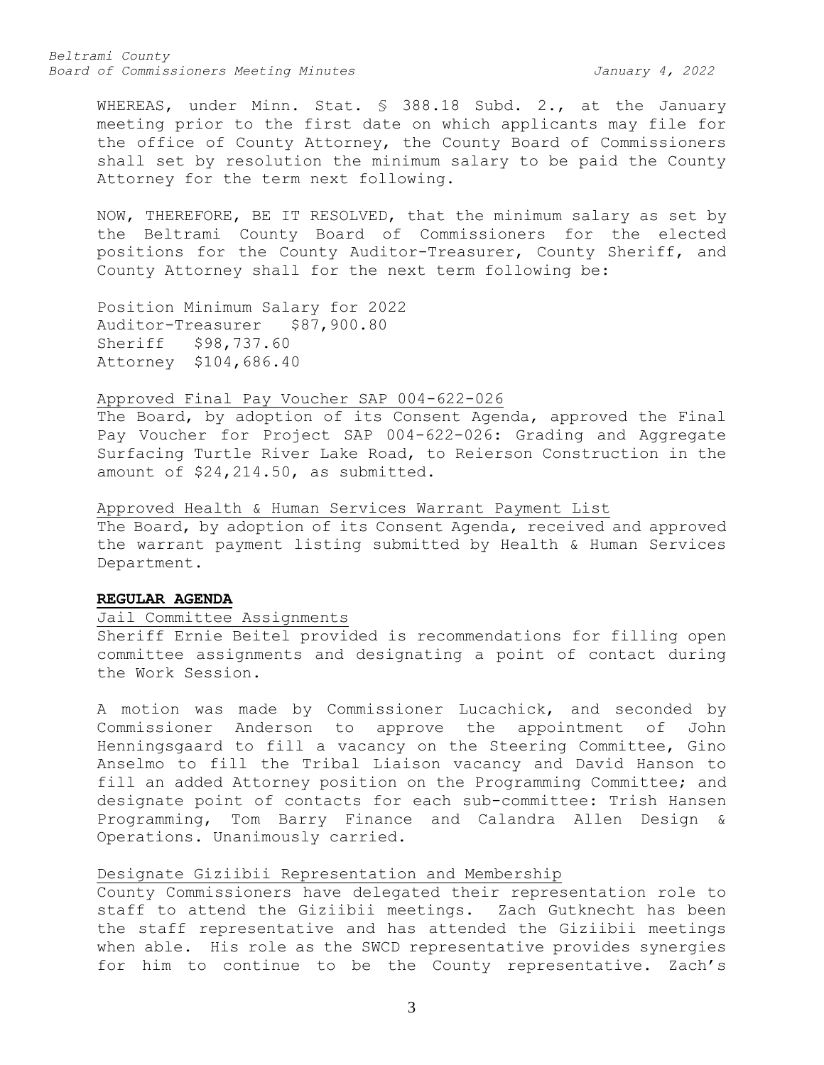WHEREAS, under Minn. Stat. § 388.18 Subd. 2., at the January meeting prior to the first date on which applicants may file for the office of County Attorney, the County Board of Commissioners shall set by resolution the minimum salary to be paid the County Attorney for the term next following.

NOW, THEREFORE, BE IT RESOLVED, that the minimum salary as set by the Beltrami County Board of Commissioners for the elected positions for the County Auditor-Treasurer, County Sheriff, and County Attorney shall for the next term following be:

| Position | Minimum Salary for 2022 |
|---|---|
| Auditor-Treasurer | $87,900.80 |
| Sheriff | $98,737.60 |
| Attorney | $104,686.40 |

Approved Final Pay Voucher SAP 004-622-026

The Board, by adoption of its Consent Agenda, approved the Final Pay Voucher for Project SAP 004-622-026: Grading and Aggregate Surfacing Turtle River Lake Road, to Reierson Construction in the amount of $24,214.50, as submitted.

Approved Health & Human Services Warrant Payment List

The Board, by adoption of its Consent Agenda, received and approved the warrant payment listing submitted by Health & Human Services Department.

**REGULAR AGENDA**

Jail Committee Assignments

Sheriff Ernie Beitel provided is recommendations for filling open committee assignments and designating a point of contact during the Work Session.

A motion was made by Commissioner Lucachick, and seconded by Commissioner Anderson to approve the appointment of John Henningsgaard to fill a vacancy on the Steering Committee, Gino Anselmo to fill the Tribal Liaison vacancy and David Hanson to fill an added Attorney position on the Programming Committee; and designate point of contacts for each sub-committee: Trish Hansen Programming, Tom Barry Finance and Calandra Allen Design & Operations. Unanimously carried.

Designate Giziibii Representation and Membership

County Commissioners have delegated their representation role to staff to attend the Giziibii meetings. Zach Gutknecht has been the staff representative and has attended the Giziibii meetings when able. His role as the SWCD representative provides synergies for him to continue to be the County representative. Zach's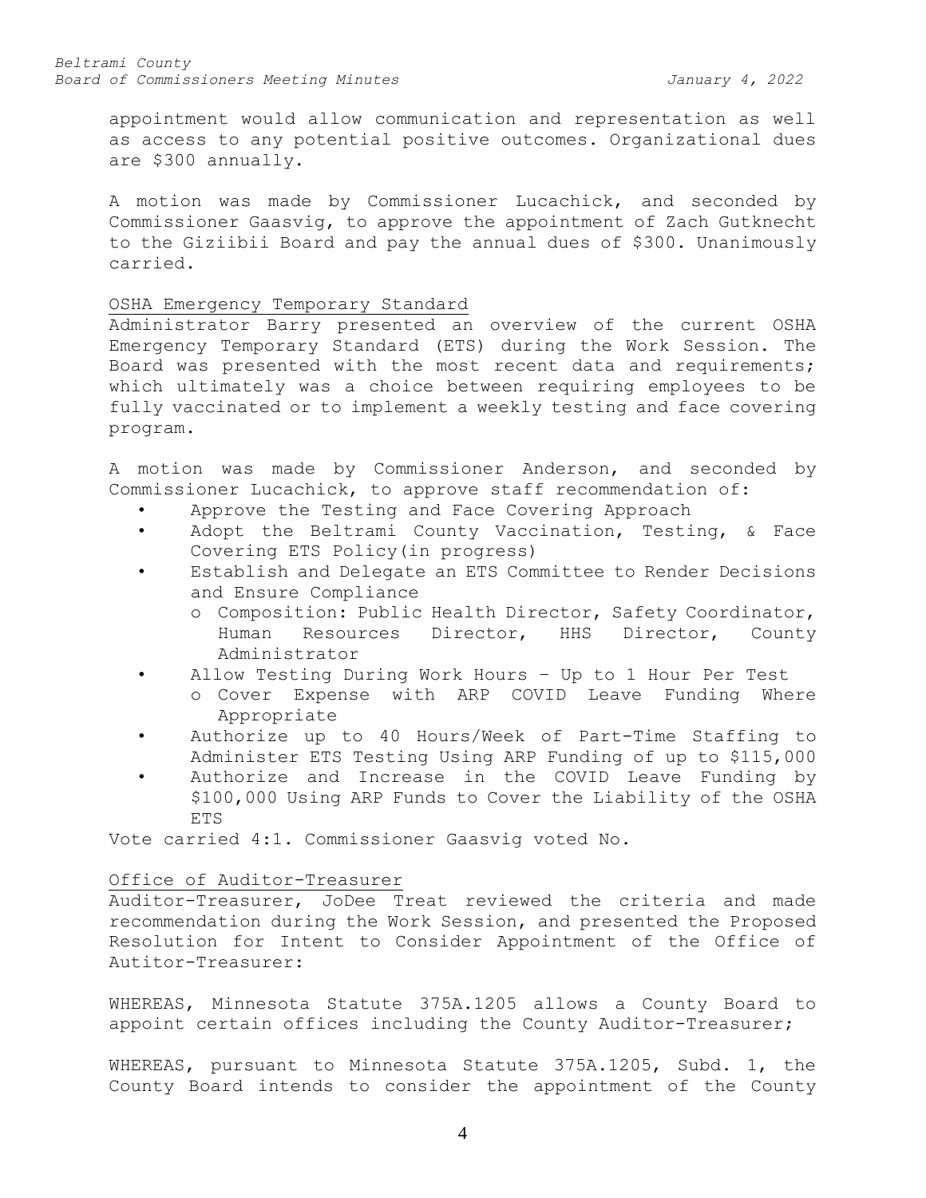appointment would allow communication and representation as well as access to any potential positive outcomes. Organizational dues are $300 annually.

A motion was made by Commissioner Lucachick, and seconded by Commissioner Gaasvig, to approve the appointment of Zach Gutknecht to the Giziibii Board and pay the annual dues of $300. Unanimously carried.

OSHA Emergency Temporary Standard

Administrator Barry presented an overview of the current OSHA Emergency Temporary Standard (ETS) during the Work Session. The Board was presented with the most recent data and requirements; which ultimately was a choice between requiring employees to be fully vaccinated or to implement a weekly testing and face covering program.

A motion was made by Commissioner Anderson, and seconded by Commissioner Lucachick, to approve staff recommendation of:

- Approve the Testing and Face Covering Approach
- Adopt the Beltrami County Vaccination, Testing, & Face Covering ETS Policy(in progress)
- Establish and Delegate an ETS Committee to Render Decisions and Ensure Compliance
  - Composition: Public Health Director, Safety Coordinator, Human Resources Director, HHS Director, County Administrator
- Allow Testing During Work Hours – Up to 1 Hour Per Test
  - Cover Expense with ARP COVID Leave Funding Where Appropriate
- Authorize up to 40 Hours/Week of Part-Time Staffing to Administer ETS Testing Using ARP Funding of up to $115,000
- Authorize and Increase in the COVID Leave Funding by $100,000 Using ARP Funds to Cover the Liability of the OSHA ETS

Vote carried 4:1. Commissioner Gaasvig voted No.

Office of Auditor-Treasurer

Auditor-Treasurer, JoDee Treat reviewed the criteria and made recommendation during the Work Session, and presented the Proposed Resolution for Intent to Consider Appointment of the Office of Autitor-Treasurer:

WHEREAS, Minnesota Statute 375A.1205 allows a County Board to appoint certain offices including the County Auditor-Treasurer;

WHEREAS, pursuant to Minnesota Statute 375A.1205, Subd. 1, the County Board intends to consider the appointment of the County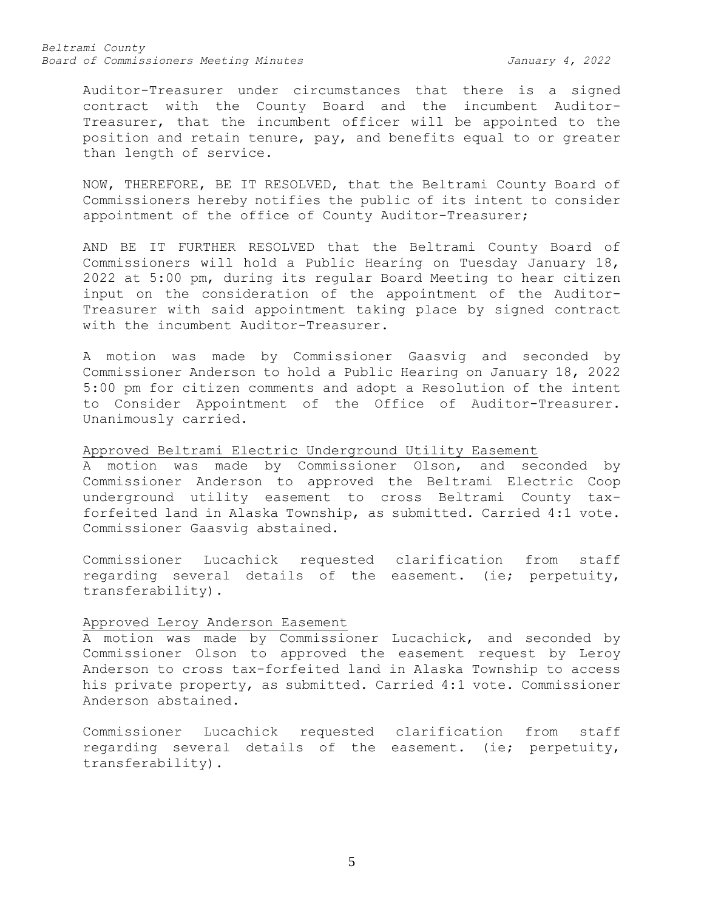Auditor-Treasurer under circumstances that there is a signed contract with the County Board and the incumbent Auditor-Treasurer, that the incumbent officer will be appointed to the position and retain tenure, pay, and benefits equal to or greater than length of service.

NOW, THEREFORE, BE IT RESOLVED, that the Beltrami County Board of Commissioners hereby notifies the public of its intent to consider appointment of the office of County Auditor-Treasurer;

AND BE IT FURTHER RESOLVED that the Beltrami County Board of Commissioners will hold a Public Hearing on Tuesday January 18, 2022 at 5:00 pm, during its regular Board Meeting to hear citizen input on the consideration of the appointment of the Auditor-Treasurer with said appointment taking place by signed contract with the incumbent Auditor-Treasurer.

A motion was made by Commissioner Gaasvig and seconded by Commissioner Anderson to hold a Public Hearing on January 18, 2022 5:00 pm for citizen comments and adopt a Resolution of the intent to Consider Appointment of the Office of Auditor-Treasurer. Unanimously carried.

<u>Approved Beltrami Electric Underground Utility Easement</u>

A motion was made by Commissioner Olson, and seconded by Commissioner Anderson to approved the Beltrami Electric Coop underground utility easement to cross Beltrami County tax-forfeited land in Alaska Township, as submitted. Carried 4:1 vote. Commissioner Gaasvig abstained.

Commissioner Lucachick requested clarification from staff regarding several details of the easement. (ie; perpetuity, transferability).

<u>Approved Leroy Anderson Easement</u>

A motion was made by Commissioner Lucachick, and seconded by Commissioner Olson to approved the easement request by Leroy Anderson to cross tax-forfeited land in Alaska Township to access his private property, as submitted. Carried 4:1 vote. Commissioner Anderson abstained.

Commissioner Lucachick requested clarification from staff regarding several details of the easement. (ie; perpetuity, transferability).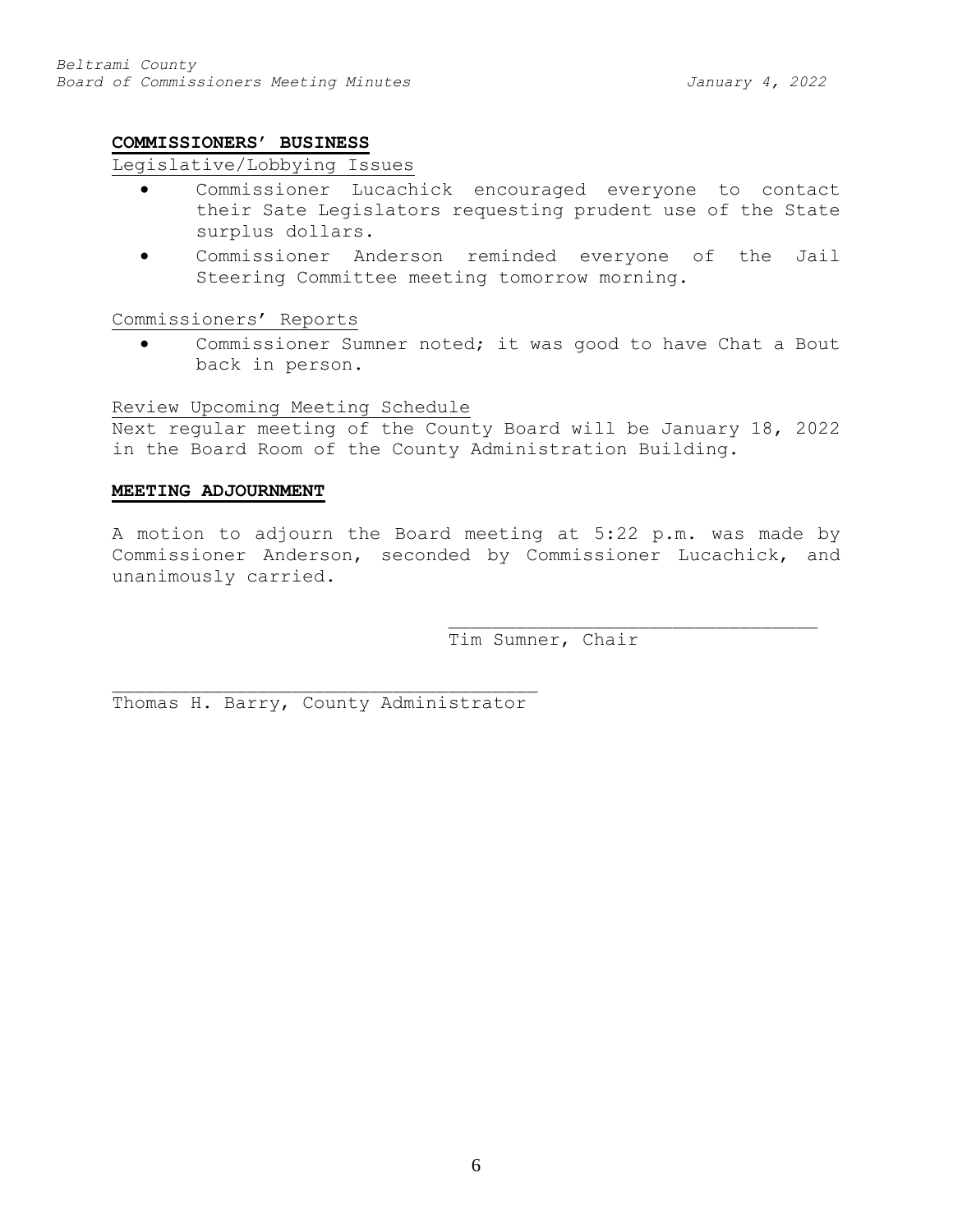**COMMISSIONERS' BUSINESS**

Legislative/Lobbying Issues

- Commissioner Lucachick encouraged everyone to contact their Sate Legislators requesting prudent use of the State surplus dollars.
- Commissioner Anderson reminded everyone of the Jail Steering Committee meeting tomorrow morning.

Commissioners' Reports

- Commissioner Sumner noted; it was good to have Chat a Bout back in person.

Review Upcoming Meeting Schedule

Next regular meeting of the County Board will be January 18, 2022 in the Board Room of the County Administration Building.

**MEETING ADJOURNMENT**

A motion to adjourn the Board meeting at 5:22 p.m. was made by Commissioner Anderson, seconded by Commissioner Lucachick, and unanimously carried.

\_\_\_\_\_\_\_\_\_\_\_\_\_\_\_\_\_\_\_\_\_\_\_\_\_\_\_\_\_\_\_\_\_\_

Tim Sumner, Chair

\_\_\_\_\_\_\_\_\_\_\_\_\_\_\_\_\_\_\_\_\_\_\_\_\_\_\_\_\_\_\_\_\_\_\_\_\_\_\_

Thomas H. Barry, County Administrator